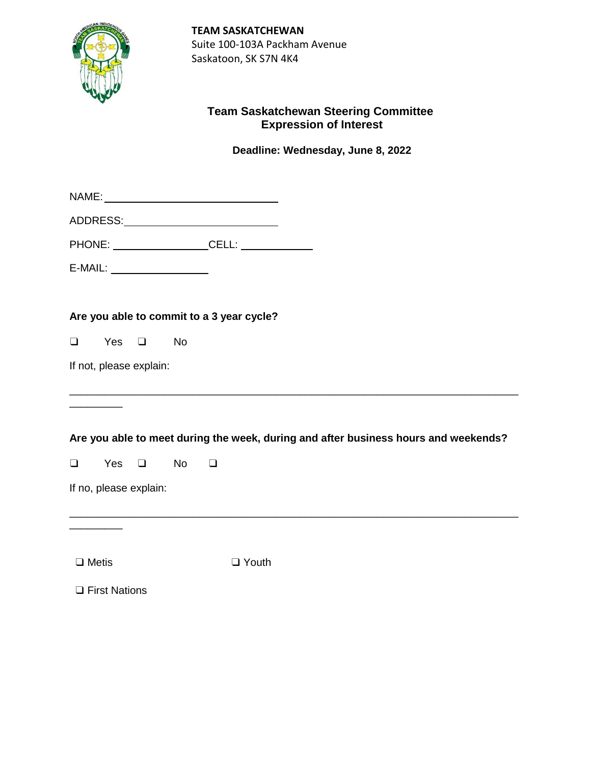**TEAM SASKATCHEWAN**
Suite 100-103A Packham Avenue
Saskatoon, SK S7N 4K4

## Team Saskatchewan Steering Committee
## Expression of Interest

**Deadline: Wednesday, June 8, 2022**

NAME: ______________________________

ADDRESS: ___________________________

PHONE: ________________ CELL: ____________

E-MAIL: _________________

**Are you able to commit to a 3 year cycle?**

❑ Yes ❑ No

If not, please explain:

_____________________________________________________________________________
_________

**Are you able to meet during the week, during and after business hours and weekends?**

❑ Yes ❑ No ❑

If no, please explain:

_____________________________________________________________________________
_________

❑ Metis ❑ Youth

❑ First Nations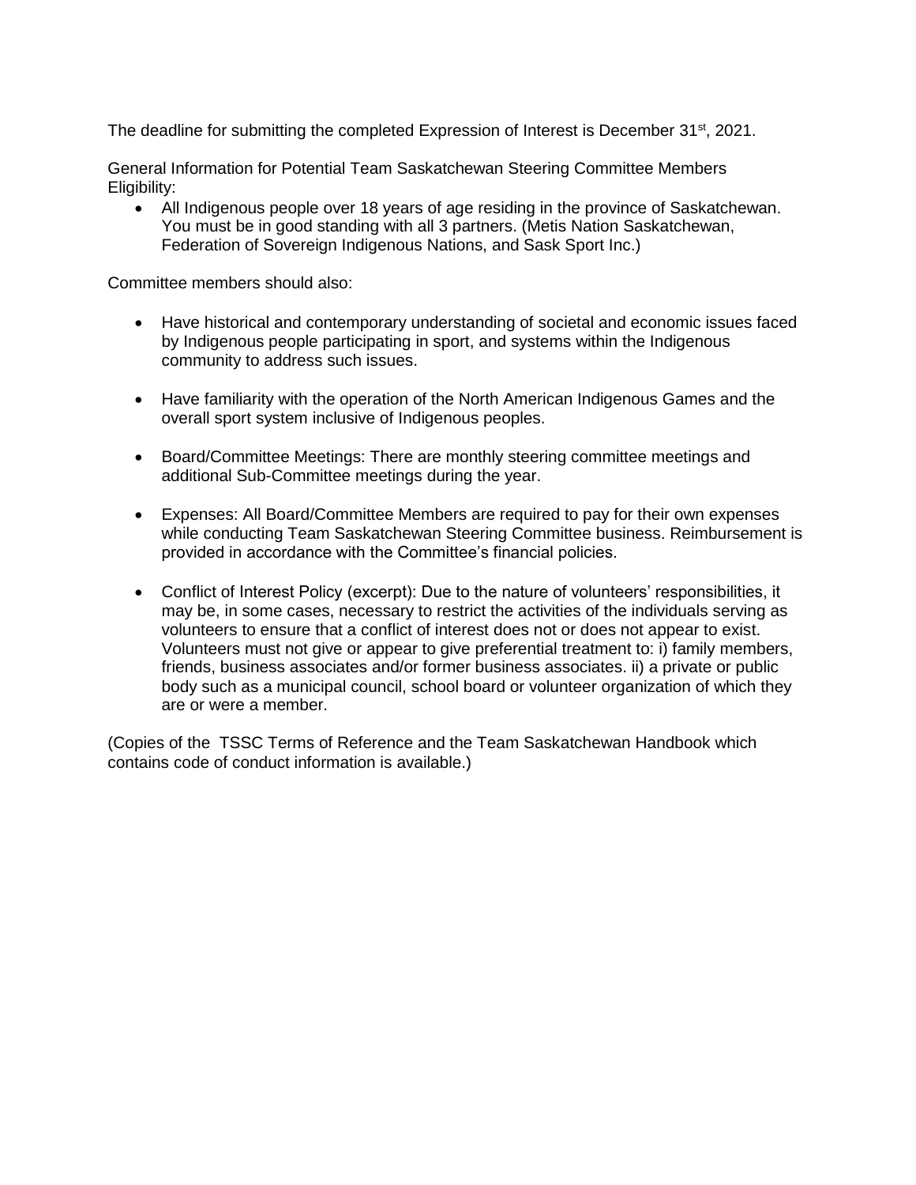The deadline for submitting the completed Expression of Interest is December 31st, 2021.

General Information for Potential Team Saskatchewan Steering Committee Members
Eligibility:

- All Indigenous people over 18 years of age residing in the province of Saskatchewan. You must be in good standing with all 3 partners. (Metis Nation Saskatchewan, Federation of Sovereign Indigenous Nations, and Sask Sport Inc.)

Committee members should also:

- Have historical and contemporary understanding of societal and economic issues faced by Indigenous people participating in sport, and systems within the Indigenous community to address such issues.

- Have familiarity with the operation of the North American Indigenous Games and the overall sport system inclusive of Indigenous peoples.

- Board/Committee Meetings: There are monthly steering committee meetings and additional Sub-Committee meetings during the year.

- Expenses: All Board/Committee Members are required to pay for their own expenses while conducting Team Saskatchewan Steering Committee business. Reimbursement is provided in accordance with the Committee's financial policies.

- Conflict of Interest Policy (excerpt): Due to the nature of volunteers' responsibilities, it may be, in some cases, necessary to restrict the activities of the individuals serving as volunteers to ensure that a conflict of interest does not or does not appear to exist. Volunteers must not give or appear to give preferential treatment to: i) family members, friends, business associates and/or former business associates. ii) a private or public body such as a municipal council, school board or volunteer organization of which they are or were a member.

(Copies of the TSSC Terms of Reference and the Team Saskatchewan Handbook which contains code of conduct information is available.)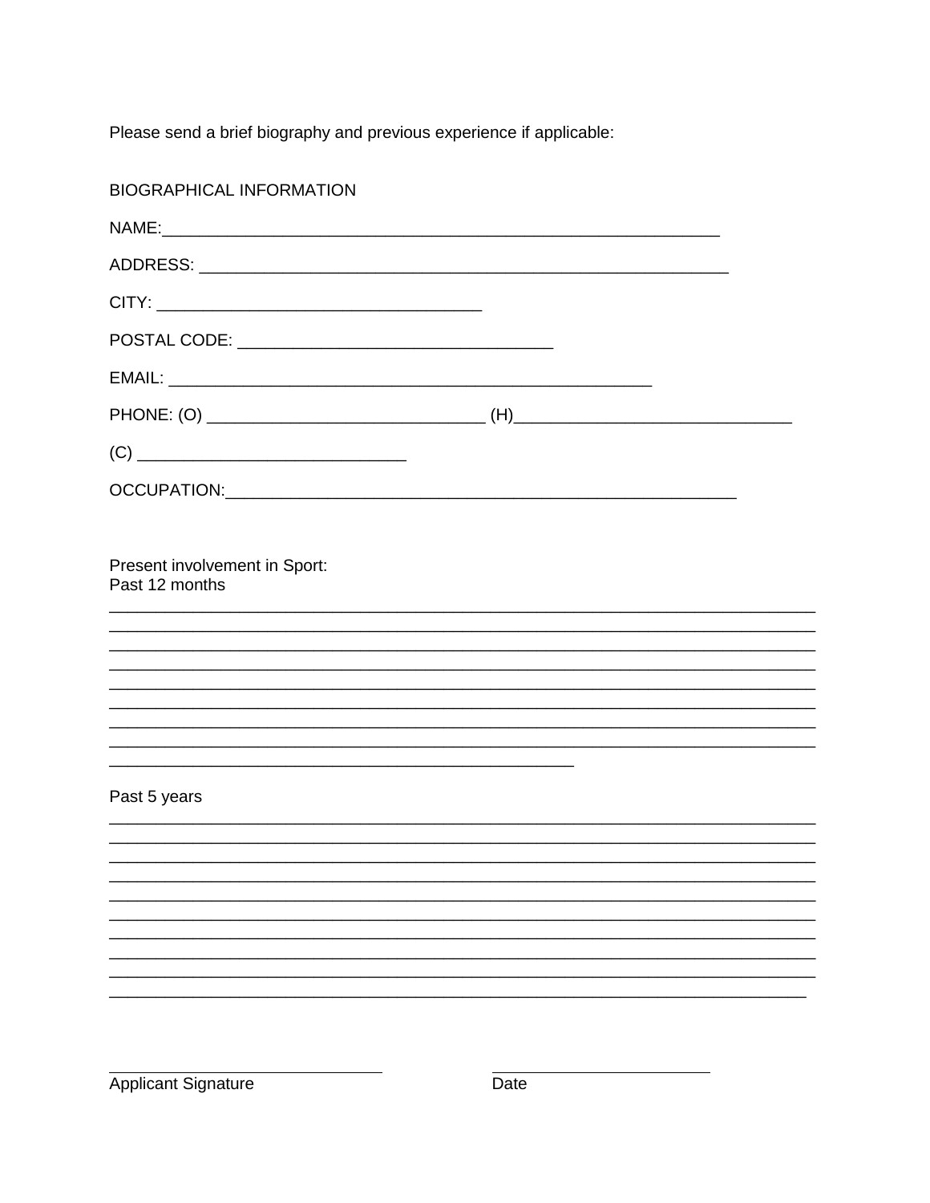Please send a brief biography and previous experience if applicable:

BIOGRAPHICAL INFORMATION

NAME:_______________________________________________________________

ADDRESS: ____________________________________________________________

CITY: ____________________________________

POSTAL CODE: ___________________________________

EMAIL: ______________________________________________________

PHONE: (O) ______________________________ (H)______________________________

(C) ____________________________

OCCUPATION:_________________________________________________________

Present involvement in Sport:
Past 12 months

______________________________________________________________________________
______________________________________________________________________________
______________________________________________________________________________
______________________________________________________________________________
______________________________________________________________________________
______________________________________________________________________________
______________________________________________________________________________
______________________________________________________________________________
____________________________________________________

Past 5 years

______________________________________________________________________________
______________________________________________________________________________
______________________________________________________________________________
______________________________________________________________________________
______________________________________________________________________________
______________________________________________________________________________
______________________________________________________________________________
______________________________________________________________________________
______________________________________________________________________________
_____________________________________________________________________________

______________________________ ________________________
Applicant Signature Date